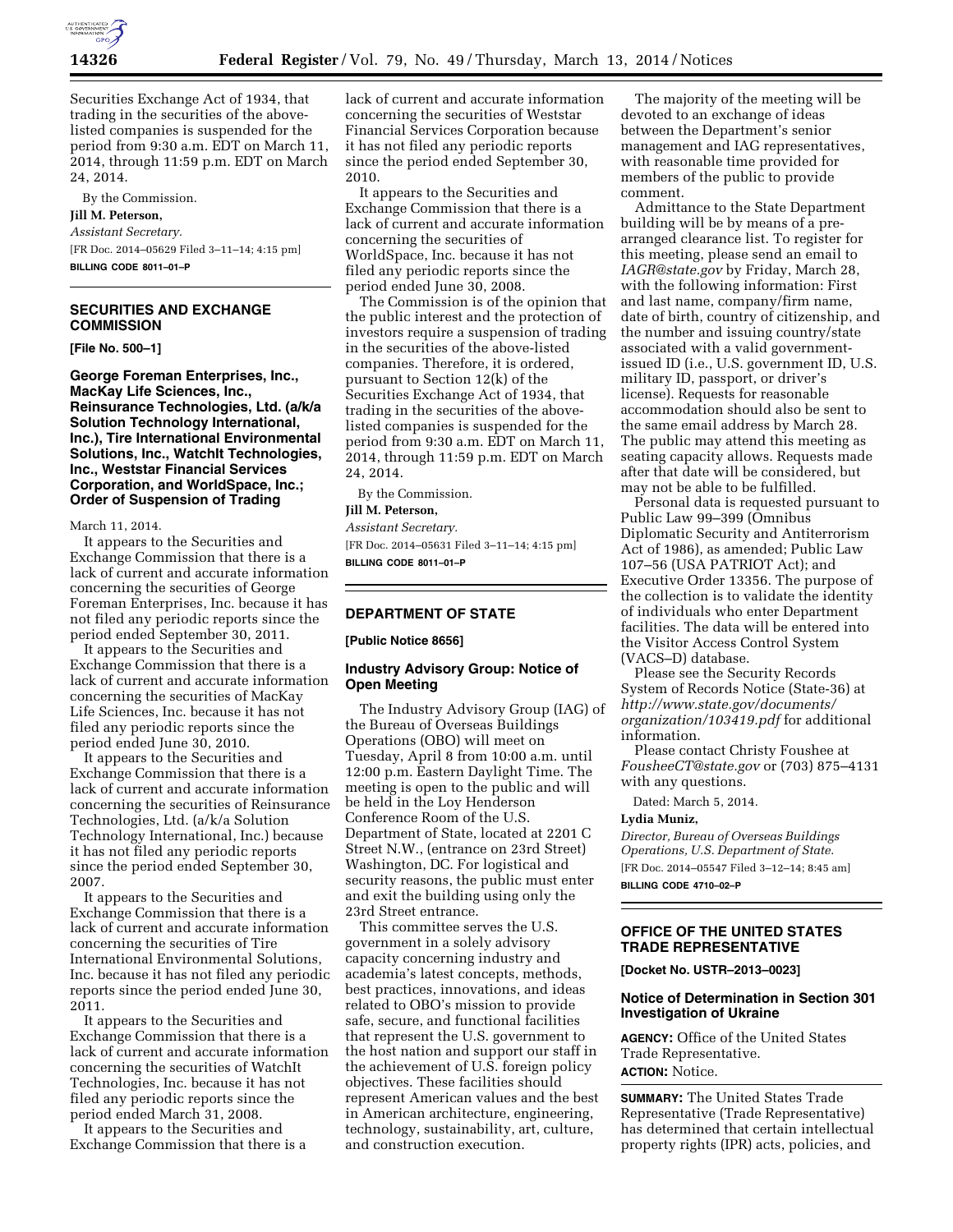Securities Exchange Act of 1934, that trading in the securities of the above-listed companies is suspended for the period from 9:30 a.m. EDT on March 11, 2014, through 11:59 p.m. EDT on March 24, 2014.

By the Commission.

**Jill M. Peterson,**

*Assistant Secretary.*

[FR Doc. 2014–05629 Filed 3–11–14; 4:15 pm]

**BILLING CODE 8011–01–P**

---

## SECURITIES AND EXCHANGE COMMISSION

**[File No. 500–1]**

### George Foreman Enterprises, Inc., MacKay Life Sciences, Inc., Reinsurance Technologies, Ltd. (a/k/a Solution Technology International, Inc.), Tire International Environmental Solutions, Inc., WatchIt Technologies, Inc., Weststar Financial Services Corporation, and WorldSpace, Inc.; Order of Suspension of Trading

March 11, 2014.

It appears to the Securities and Exchange Commission that there is a lack of current and accurate information concerning the securities of George Foreman Enterprises, Inc. because it has not filed any periodic reports since the period ended September 30, 2011.

It appears to the Securities and Exchange Commission that there is a lack of current and accurate information concerning the securities of MacKay Life Sciences, Inc. because it has not filed any periodic reports since the period ended June 30, 2010.

It appears to the Securities and Exchange Commission that there is a lack of current and accurate information concerning the securities of Reinsurance Technologies, Ltd. (a/k/a Solution Technology International, Inc.) because it has not filed any periodic reports since the period ended September 30, 2007.

It appears to the Securities and Exchange Commission that there is a lack of current and accurate information concerning the securities of Tire International Environmental Solutions, Inc. because it has not filed any periodic reports since the period ended June 30, 2011.

It appears to the Securities and Exchange Commission that there is a lack of current and accurate information concerning the securities of WatchIt Technologies, Inc. because it has not filed any periodic reports since the period ended March 31, 2008.

It appears to the Securities and Exchange Commission that there is a lack of current and accurate information concerning the securities of Weststar Financial Services Corporation because it has not filed any periodic reports since the period ended September 30, 2010.

It appears to the Securities and Exchange Commission that there is a lack of current and accurate information concerning the securities of WorldSpace, Inc. because it has not filed any periodic reports since the period ended June 30, 2008.

The Commission is of the opinion that the public interest and the protection of investors require a suspension of trading in the securities of the above-listed companies. Therefore, it is ordered, pursuant to Section 12(k) of the Securities Exchange Act of 1934, that trading in the securities of the above-listed companies is suspended for the period from 9:30 a.m. EDT on March 11, 2014, through 11:59 p.m. EDT on March 24, 2014.

By the Commission.

**Jill M. Peterson,**

*Assistant Secretary.*

[FR Doc. 2014–05631 Filed 3–11–14; 4:15 pm]

**BILLING CODE 8011–01–P**

---

## DEPARTMENT OF STATE

**[Public Notice 8656]**

### Industry Advisory Group: Notice of Open Meeting

The Industry Advisory Group (IAG) of the Bureau of Overseas Buildings Operations (OBO) will meet on Tuesday, April 8 from 10:00 a.m. until 12:00 p.m. Eastern Daylight Time. The meeting is open to the public and will be held in the Loy Henderson Conference Room of the U.S. Department of State, located at 2201 C Street N.W., (entrance on 23rd Street) Washington, DC. For logistical and security reasons, the public must enter and exit the building using only the 23rd Street entrance.

This committee serves the U.S. government in a solely advisory capacity concerning industry and academia's latest concepts, methods, best practices, innovations, and ideas related to OBO's mission to provide safe, secure, and functional facilities that represent the U.S. government to the host nation and support our staff in the achievement of U.S. foreign policy objectives. These facilities should represent American values and the best in American architecture, engineering, technology, sustainability, art, culture, and construction execution.

The majority of the meeting will be devoted to an exchange of ideas between the Department's senior management and IAG representatives, with reasonable time provided for members of the public to provide comment.

Admittance to the State Department building will be by means of a pre-arranged clearance list. To register for this meeting, please send an email to *IAGR@state.gov* by Friday, March 28, with the following information: First and last name, company/firm name, date of birth, country of citizenship, and the number and issuing country/state associated with a valid government-issued ID (i.e., U.S. government ID, U.S. military ID, passport, or driver's license). Requests for reasonable accommodation should also be sent to the same email address by March 28. The public may attend this meeting as seating capacity allows. Requests made after that date will be considered, but may not be able to be fulfilled.

Personal data is requested pursuant to Public Law 99–399 (Omnibus Diplomatic Security and Antiterrorism Act of 1986), as amended; Public Law 107–56 (USA PATRIOT Act); and Executive Order 13356. The purpose of the collection is to validate the identity of individuals who enter Department facilities. The data will be entered into the Visitor Access Control System (VACS–D) database.

Please see the Security Records System of Records Notice (State-36) at *http://www.state.gov/documents/organization/103419.pdf* for additional information.

Please contact Christy Foushee at *FousheeCT@state.gov* or (703) 875–4131 with any questions.

Dated: March 5, 2014.

**Lydia Muniz,**

*Director, Bureau of Overseas Buildings Operations, U.S. Department of State.*

[FR Doc. 2014–05547 Filed 3–12–14; 8:45 am]

**BILLING CODE 4710–02–P**

---

## OFFICE OF THE UNITED STATES TRADE REPRESENTATIVE

**[Docket No. USTR–2013–0023]**

### Notice of Determination in Section 301 Investigation of Ukraine

**AGENCY:** Office of the United States Trade Representative.

**ACTION:** Notice.

**SUMMARY:** The United States Trade Representative (Trade Representative) has determined that certain intellectual property rights (IPR) acts, policies, and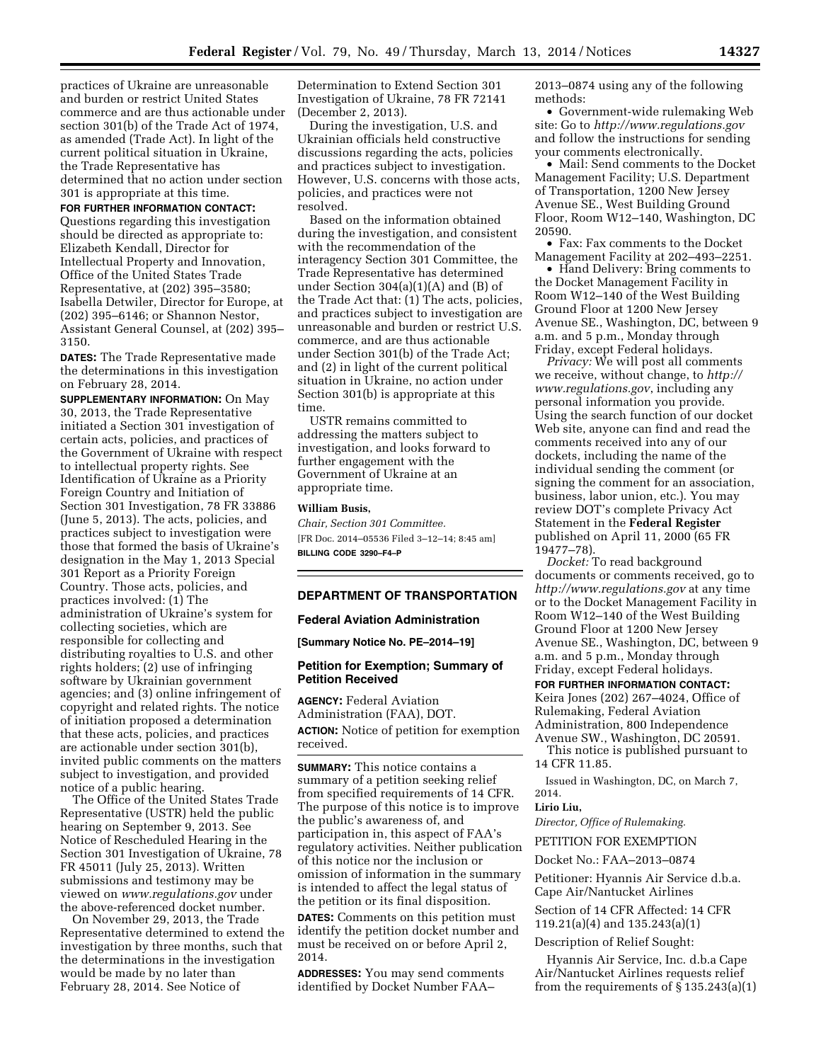practices of Ukraine are unreasonable and burden or restrict United States commerce and are thus actionable under section 301(b) of the Trade Act of 1974, as amended (Trade Act). In light of the current political situation in Ukraine, the Trade Representative has determined that no action under section 301 is appropriate at this time.

**FOR FURTHER INFORMATION CONTACT:** Questions regarding this investigation should be directed as appropriate to: Elizabeth Kendall, Director for Intellectual Property and Innovation, Office of the United States Trade Representative, at (202) 395–3580; Isabella Detwiler, Director for Europe, at (202) 395–6146; or Shannon Nestor, Assistant General Counsel, at (202) 395–3150.

**DATES:** The Trade Representative made the determinations in this investigation on February 28, 2014.

**SUPPLEMENTARY INFORMATION:** On May 30, 2013, the Trade Representative initiated a Section 301 investigation of certain acts, policies, and practices of the Government of Ukraine with respect to intellectual property rights. See Identification of Ukraine as a Priority Foreign Country and Initiation of Section 301 Investigation, 78 FR 33886 (June 5, 2013). The acts, policies, and practices subject to investigation were those that formed the basis of Ukraine's designation in the May 1, 2013 Special 301 Report as a Priority Foreign Country. Those acts, policies, and practices involved: (1) The administration of Ukraine's system for collecting societies, which are responsible for collecting and distributing royalties to U.S. and other rights holders; (2) use of infringing software by Ukrainian government agencies; and (3) online infringement of copyright and related rights. The notice of initiation proposed a determination that these acts, policies, and practices are actionable under section 301(b), invited public comments on the matters subject to investigation, and provided notice of a public hearing.

The Office of the United States Trade Representative (USTR) held the public hearing on September 9, 2013. See Notice of Rescheduled Hearing in the Section 301 Investigation of Ukraine, 78 FR 45011 (July 25, 2013). Written submissions and testimony may be viewed on *www.regulations.gov* under the above-referenced docket number.

On November 29, 2013, the Trade Representative determined to extend the investigation by three months, such that the determinations in the investigation would be made by no later than February 28, 2014. See Notice of Determination to Extend Section 301 Investigation of Ukraine, 78 FR 72141 (December 2, 2013).

During the investigation, U.S. and Ukrainian officials held constructive discussions regarding the acts, policies and practices subject to investigation. However, U.S. concerns with those acts, policies, and practices were not resolved.

Based on the information obtained during the investigation, and consistent with the recommendation of the interagency Section 301 Committee, the Trade Representative has determined under Section 304(a)(1)(A) and (B) of the Trade Act that: (1) The acts, policies, and practices subject to investigation are unreasonable and burden or restrict U.S. commerce, and are thus actionable under Section 301(b) of the Trade Act; and (2) in light of the current political situation in Ukraine, no action under Section 301(b) is appropriate at this time.

USTR remains committed to addressing the matters subject to investigation, and looks forward to further engagement with the Government of Ukraine at an appropriate time.

**William Busis,**

*Chair, Section 301 Committee.*

[FR Doc. 2014–05536 Filed 3–12–14; 8:45 am]

**BILLING CODE 3290–F4–P**

## DEPARTMENT OF TRANSPORTATION

### Federal Aviation Administration

**[Summary Notice No. PE–2014–19]**

### Petition for Exemption; Summary of Petition Received

**AGENCY:** Federal Aviation Administration (FAA), DOT.

**ACTION:** Notice of petition for exemption received.

**SUMMARY:** This notice contains a summary of a petition seeking relief from specified requirements of 14 CFR. The purpose of this notice is to improve the public's awareness of, and participation in, this aspect of FAA's regulatory activities. Neither publication of this notice nor the inclusion or omission of information in the summary is intended to affect the legal status of the petition or its final disposition.

**DATES:** Comments on this petition must identify the petition docket number and must be received on or before April 2, 2014.

**ADDRESSES:** You may send comments identified by Docket Number FAA–2013–0874 using any of the following methods:

- Government-wide rulemaking Web site: Go to *http://www.regulations.gov* and follow the instructions for sending your comments electronically.
- Mail: Send comments to the Docket Management Facility; U.S. Department of Transportation, 1200 New Jersey Avenue SE., West Building Ground Floor, Room W12–140, Washington, DC 20590.
- Fax: Fax comments to the Docket Management Facility at 202–493–2251.
- Hand Delivery: Bring comments to the Docket Management Facility in Room W12–140 of the West Building Ground Floor at 1200 New Jersey Avenue SE., Washington, DC, between 9 a.m. and 5 p.m., Monday through Friday, except Federal holidays.

*Privacy:* We will post all comments we receive, without change, to *http://www.regulations.gov*, including any personal information you provide. Using the search function of our docket Web site, anyone can find and read the comments received into any of our dockets, including the name of the individual sending the comment (or signing the comment for an association, business, labor union, etc.). You may review DOT's complete Privacy Act Statement in the **Federal Register** published on April 11, 2000 (65 FR 19477–78).

*Docket:* To read background documents or comments received, go to *http://www.regulations.gov* at any time or to the Docket Management Facility in Room W12–140 of the West Building Ground Floor at 1200 New Jersey Avenue SE., Washington, DC, between 9 a.m. and 5 p.m., Monday through Friday, except Federal holidays.

**FOR FURTHER INFORMATION CONTACT:** Keira Jones (202) 267–4024, Office of Rulemaking, Federal Aviation Administration, 800 Independence Avenue SW., Washington, DC 20591.

This notice is published pursuant to 14 CFR 11.85.

Issued in Washington, DC, on March 7, 2014.

**Lirio Liu,**

*Director, Office of Rulemaking.*

PETITION FOR EXEMPTION

Docket No.: FAA–2013–0874

Petitioner: Hyannis Air Service d.b.a. Cape Air/Nantucket Airlines

Section of 14 CFR Affected: 14 CFR 119.21(a)(4) and 135.243(a)(1)

Description of Relief Sought:

Hyannis Air Service, Inc. d.b.a Cape Air/Nantucket Airlines requests relief from the requirements of § 135.243(a)(1)